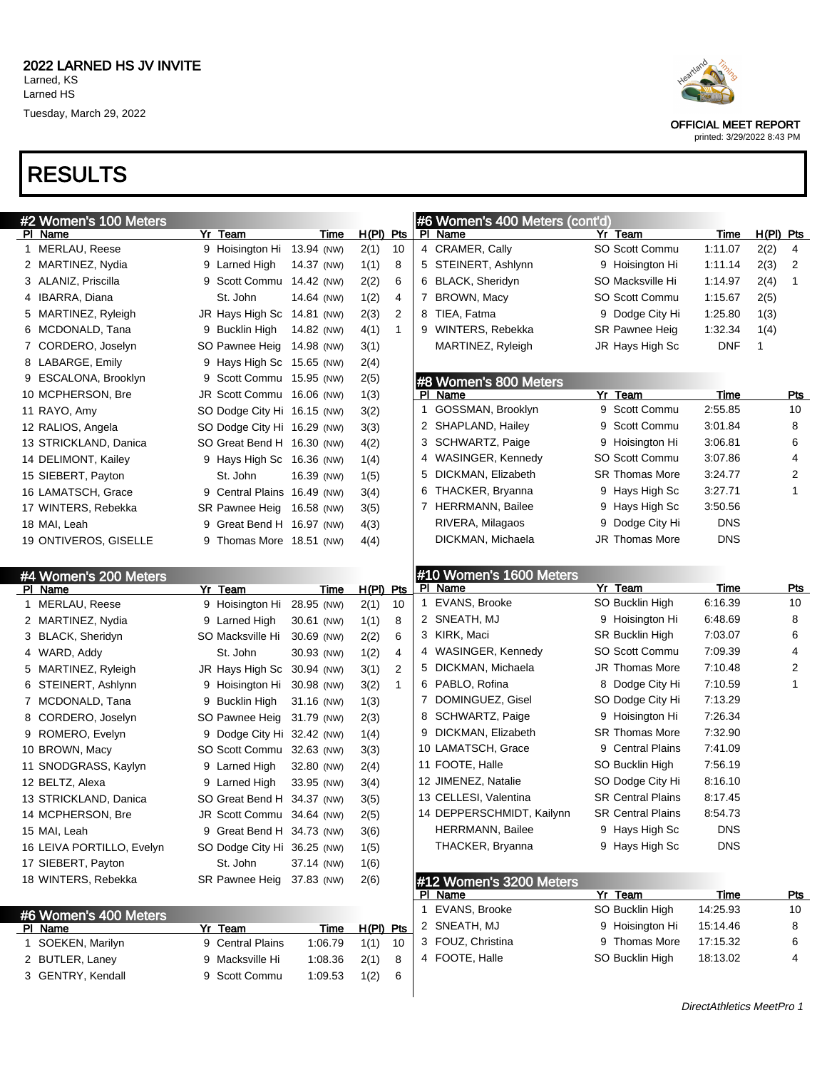# 2022 LARNED HS JV INVITE

Larned, KS
Larned HS
Tuesday, March 29, 2022

OFFICIAL MEET REPORT
printed: 3/29/2022 8:43 PM

# RESULTS

## #2 Women's 100 Meters

| Pl | Name | Yr | Team | Time | H(Pl) | Pts |
|---|---|---|---|---|---|---|
| 1 | MERLAU, Reese | 9 | Hoisington Hi | 13.94 (NW) | 2(1) | 10 |
| 2 | MARTINEZ, Nydia | 9 | Larned High | 14.37 (NW) | 1(1) | 8 |
| 3 | ALANIZ, Priscilla | 9 | Scott Commu | 14.42 (NW) | 2(2) | 6 |
| 4 | IBARRA, Diana | | St. John | 14.64 (NW) | 1(2) | 4 |
| 5 | MARTINEZ, Ryleigh | JR | Hays High Sc | 14.81 (NW) | 2(3) | 2 |
| 6 | MCDONALD, Tana | 9 | Bucklin High | 14.82 (NW) | 4(1) | 1 |
| 7 | CORDERO, Joselyn | SO | Pawnee Heig | 14.98 (NW) | 3(1) | |
| 8 | LABARGE, Emily | 9 | Hays High Sc | 15.65 (NW) | 2(4) | |
| 9 | ESCALONA, Brooklyn | 9 | Scott Commu | 15.95 (NW) | 2(5) | |
| 10 | MCPHERSON, Bre | JR | Scott Commu | 16.06 (NW) | 1(3) | |
| 11 | RAYO, Amy | SO | Dodge City Hi | 16.15 (NW) | 3(2) | |
| 12 | RALIOS, Angela | SO | Dodge City Hi | 16.29 (NW) | 3(3) | |
| 13 | STRICKLAND, Danica | SO | Great Bend H | 16.30 (NW) | 4(2) | |
| 14 | DELIMONT, Kailey | 9 | Hays High Sc | 16.36 (NW) | 1(4) | |
| 15 | SIEBERT, Payton | | St. John | 16.39 (NW) | 1(5) | |
| 16 | LAMATSCH, Grace | 9 | Central Plains | 16.49 (NW) | 3(4) | |
| 17 | WINTERS, Rebekka | SR | Pawnee Heig | 16.58 (NW) | 3(5) | |
| 18 | MAI, Leah | 9 | Great Bend H | 16.97 (NW) | 4(3) | |
| 19 | ONTIVEROS, GISELLE | 9 | Thomas More | 18.51 (NW) | 4(4) | |

## #4 Women's 200 Meters

| Pl | Name | Yr | Team | Time | H(Pl) | Pts |
|---|---|---|---|---|---|---|
| 1 | MERLAU, Reese | 9 | Hoisington Hi | 28.95 (NW) | 2(1) | 10 |
| 2 | MARTINEZ, Nydia | 9 | Larned High | 30.61 (NW) | 1(1) | 8 |
| 3 | BLACK, Sheridyn | SO | Macksville Hi | 30.69 (NW) | 2(2) | 6 |
| 4 | WARD, Addy | | St. John | 30.93 (NW) | 1(2) | 4 |
| 5 | MARTINEZ, Ryleigh | JR | Hays High Sc | 30.94 (NW) | 3(1) | 2 |
| 6 | STEINERT, Ashlynn | 9 | Hoisington Hi | 30.98 (NW) | 3(2) | 1 |
| 7 | MCDONALD, Tana | 9 | Bucklin High | 31.16 (NW) | 1(3) | |
| 8 | CORDERO, Joselyn | SO | Pawnee Heig | 31.79 (NW) | 2(3) | |
| 9 | ROMERO, Evelyn | 9 | Dodge City Hi | 32.42 (NW) | 1(4) | |
| 10 | BROWN, Macy | SO | Scott Commu | 32.63 (NW) | 3(3) | |
| 11 | SNODGRASS, Kaylyn | 9 | Larned High | 32.80 (NW) | 2(4) | |
| 12 | BELTZ, Alexa | 9 | Larned High | 33.95 (NW) | 3(4) | |
| 13 | STRICKLAND, Danica | SO | Great Bend H | 34.37 (NW) | 3(5) | |
| 14 | MCPHERSON, Bre | JR | Scott Commu | 34.64 (NW) | 2(5) | |
| 15 | MAI, Leah | 9 | Great Bend H | 34.73 (NW) | 3(6) | |
| 16 | LEIVA PORTILLO, Evelyn | SO | Dodge City Hi | 36.25 (NW) | 1(5) | |
| 17 | SIEBERT, Payton | | St. John | 37.14 (NW) | 1(6) | |
| 18 | WINTERS, Rebekka | SR | Pawnee Heig | 37.83 (NW) | 2(6) | |

## #6 Women's 400 Meters

| Pl | Name | Yr | Team | Time | H(Pl) | Pts |
|---|---|---|---|---|---|---|
| 1 | SOEKEN, Marilyn | 9 | Central Plains | 1:06.79 | 1(1) | 10 |
| 2 | BUTLER, Laney | 9 | Macksville Hi | 1:08.36 | 2(1) | 8 |
| 3 | GENTRY, Kendall | 9 | Scott Commu | 1:09.53 | 1(2) | 6 |
| 4 | CRAMER, Cally | SO | Scott Commu | 1:11.07 | 2(2) | 4 |
| 5 | STEINERT, Ashlynn | 9 | Hoisington Hi | 1:11.14 | 2(3) | 2 |
| 6 | BLACK, Sheridyn | SO | Macksville Hi | 1:14.97 | 2(4) | 1 |
| 7 | BROWN, Macy | SO | Scott Commu | 1:15.67 | 2(5) | |
| 8 | TIEA, Fatma | 9 | Dodge City Hi | 1:25.80 | 1(3) | |
| 9 | WINTERS, Rebekka | SR | Pawnee Heig | 1:32.34 | 1(4) | |
| | MARTINEZ, Ryleigh | JR | Hays High Sc | DNF | 1 | |

## #8 Women's 800 Meters

| Pl | Name | Yr | Team | Time | Pts |
|---|---|---|---|---|---|
| 1 | GOSSMAN, Brooklyn | 9 | Scott Commu | 2:55.85 | 10 |
| 2 | SHAPLAND, Hailey | 9 | Scott Commu | 3:01.84 | 8 |
| 3 | SCHWARTZ, Paige | 9 | Hoisington Hi | 3:06.81 | 6 |
| 4 | WASINGER, Kennedy | SO | Scott Commu | 3:07.86 | 4 |
| 5 | DICKMAN, Elizabeth | SR | Thomas More | 3:24.77 | 2 |
| 6 | THACKER, Bryanna | 9 | Hays High Sc | 3:27.71 | 1 |
| 7 | HERRMANN, Bailee | 9 | Hays High Sc | 3:50.56 | |
| | RIVERA, Milagaos | 9 | Dodge City Hi | DNS | |
| | DICKMAN, Michaela | JR | Thomas More | DNS | |

## #10 Women's 1600 Meters

| Pl | Name | Yr | Team | Time | Pts |
|---|---|---|---|---|---|
| 1 | EVANS, Brooke | SO | Bucklin High | 6:16.39 | 10 |
| 2 | SNEATH, MJ | 9 | Hoisington Hi | 6:48.69 | 8 |
| 3 | KIRK, Maci | SR | Bucklin High | 7:03.07 | 6 |
| 4 | WASINGER, Kennedy | SO | Scott Commu | 7:09.39 | 4 |
| 5 | DICKMAN, Michaela | JR | Thomas More | 7:10.48 | 2 |
| 6 | PABLO, Rofina | 8 | Dodge City Hi | 7:10.59 | 1 |
| 7 | DOMINGUEZ, Gisel | SO | Dodge City Hi | 7:13.29 | |
| 8 | SCHWARTZ, Paige | 9 | Hoisington Hi | 7:26.34 | |
| 9 | DICKMAN, Elizabeth | SR | Thomas More | 7:32.90 | |
| 10 | LAMATSCH, Grace | 9 | Central Plains | 7:41.09 | |
| 11 | FOOTE, Halle | SO | Bucklin High | 7:56.19 | |
| 12 | JIMENEZ, Natalie | SO | Dodge City Hi | 8:16.10 | |
| 13 | CELLESI, Valentina | SR | Central Plains | 8:17.45 | |
| 14 | DEPPERSCHMIDT, Kailynn | SR | Central Plains | 8:54.73 | |
| | HERRMANN, Bailee | 9 | Hays High Sc | DNS | |
| | THACKER, Bryanna | 9 | Hays High Sc | DNS | |

## #12 Women's 3200 Meters

| Pl | Name | Yr | Team | Time | Pts |
|---|---|---|---|---|---|
| 1 | EVANS, Brooke | SO | Bucklin High | 14:25.93 | 10 |
| 2 | SNEATH, MJ | 9 | Hoisington Hi | 15:14.46 | 8 |
| 3 | FOUZ, Christina | 9 | Thomas More | 17:15.32 | 6 |
| 4 | FOOTE, Halle | SO | Bucklin High | 18:13.02 | 4 |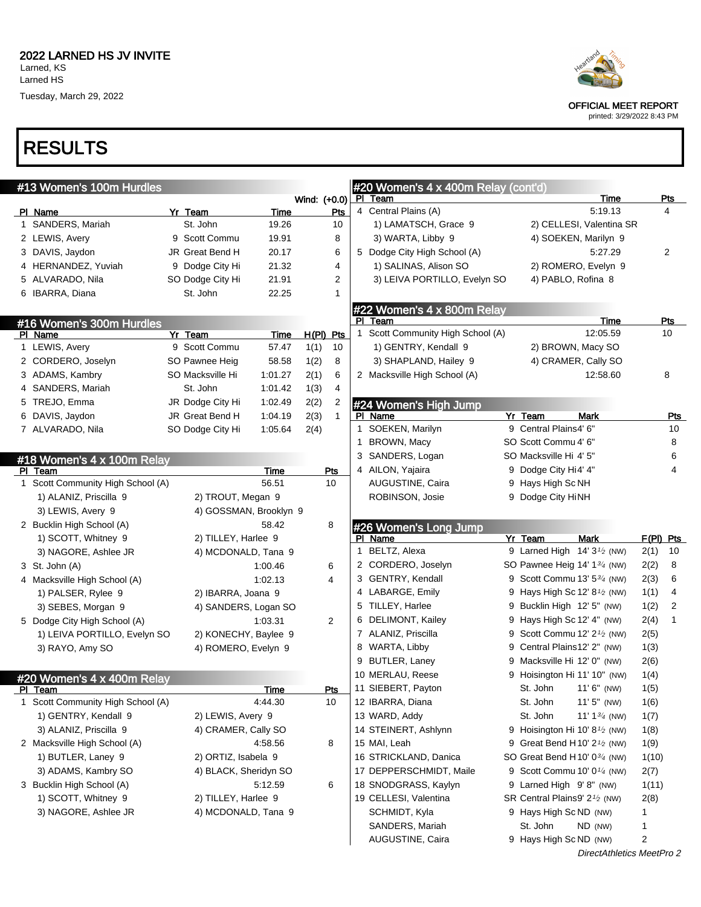2022 LARNED HS JV INVITE
Larned, KS
Larned HS
Tuesday, March 29, 2022

OFFICIAL MEET REPORT
printed: 3/29/2022 8:43 PM

# RESULTS

## #13 Women's 100m Hurdles

Wind: (+0.0)

| Pl | Name | Yr | Team | Time | Pts |
|---|---|---|---|---|---|
| 1 | SANDERS, Mariah | | St. John | 19.26 | 10 |
| 2 | LEWIS, Avery | 9 | Scott Commu | 19.91 | 8 |
| 3 | DAVIS, Jaydon | JR | Great Bend H | 20.17 | 6 |
| 4 | HERNANDEZ, Yuviah | 9 | Dodge City Hi | 21.32 | 4 |
| 5 | ALVARADO, Nila | SO | Dodge City Hi | 21.91 | 2 |
| 6 | IBARRA, Diana | | St. John | 22.25 | 1 |

## #16 Women's 300m Hurdles

| Pl | Name | Yr | Team | Time | H(Pl) | Pts |
|---|---|---|---|---|---|---|
| 1 | LEWIS, Avery | 9 | Scott Commu | 57.47 | 1(1) | 10 |
| 2 | CORDERO, Joselyn | SO | Pawnee Heig | 58.58 | 1(2) | 8 |
| 3 | ADAMS, Kambry | SO | Macksville Hi | 1:01.27 | 2(1) | 6 |
| 4 | SANDERS, Mariah | | St. John | 1:01.42 | 1(3) | 4 |
| 5 | TREJO, Emma | JR | Dodge City Hi | 1:02.49 | 2(2) | 2 |
| 6 | DAVIS, Jaydon | JR | Great Bend H | 1:04.19 | 2(3) | 1 |
| 7 | ALVARADO, Nila | SO | Dodge City Hi | 1:05.64 | 2(4) | |

## #18 Women's 4 x 100m Relay

| Pl | Team | Time | Pts |
|---|---|---|---|
| 1 | Scott Community High School (A) | 56.51 | 10 |
| | 1) ALANIZ, Priscilla 9; 2) TROUT, Megan 9; 3) LEWIS, Avery 9; 4) GOSSMAN, Brooklyn 9 | | |
| 2 | Bucklin High School (A) | 58.42 | 8 |
| | 1) SCOTT, Whitney 9; 2) TILLEY, Harlee 9; 3) NAGORE, Ashlee JR; 4) MCDONALD, Tana 9 | | |
| 3 | St. John (A) | 1:00.46 | 6 |
| 4 | Macksville High School (A) | 1:02.13 | 4 |
| | 1) PALSER, Rylee 9; 2) IBARRA, Joana 9; 3) SEBES, Morgan 9; 4) SANDERS, Logan SO | | |
| 5 | Dodge City High School (A) | 1:03.31 | 2 |
| | 1) LEIVA PORTILLO, Evelyn SO; 2) KONECHY, Baylee 9; 3) RAYO, Amy SO; 4) ROMERO, Evelyn 9 | | |

## #20 Women's 4 x 400m Relay

| Pl | Team | Time | Pts |
|---|---|---|---|
| 1 | Scott Community High School (A) | 4:44.30 | 10 |
| | 1) GENTRY, Kendall 9; 2) LEWIS, Avery 9; 3) ALANIZ, Priscilla 9; 4) CRAMER, Cally SO | | |
| 2 | Macksville High School (A) | 4:58.56 | 8 |
| | 1) BUTLER, Laney 9; 2) ORTIZ, Isabela 9; 3) ADAMS, Kambry SO; 4) BLACK, Sheridyn SO | | |
| 3 | Bucklin High School (A) | 5:12.59 | 6 |
| | 1) SCOTT, Whitney 9; 2) TILLEY, Harlee 9; 3) NAGORE, Ashlee JR; 4) MCDONALD, Tana 9 | | |
| 4 | Central Plains (A) | 5:19.13 | 4 |
| | 1) LAMATSCH, Grace 9; 2) CELLESI, Valentina SR; 3) WARTA, Libby 9; 4) SOEKEN, Marilyn 9 | | |
| 5 | Dodge City High School (A) | 5:27.29 | 2 |
| | 1) SALINAS, Alison SO; 2) ROMERO, Evelyn 9; 3) LEIVA PORTILLO, Evelyn SO; 4) PABLO, Rofina 8 | | |

## #22 Women's 4 x 800m Relay

| Pl | Team | Time | Pts |
|---|---|---|---|
| 1 | Scott Community High School (A) | 12:05.59 | 10 |
| | 1) GENTRY, Kendall 9; 2) BROWN, Macy SO; 3) SHAPLAND, Hailey 9; 4) CRAMER, Cally SO | | |
| 2 | Macksville High School (A) | 12:58.60 | 8 |

## #24 Women's High Jump

| Pl | Name | Yr | Team | Mark | Pts |
|---|---|---|---|---|---|
| 1 | SOEKEN, Marilyn | 9 | Central Plains | 4' 6" | 10 |
| 1 | BROWN, Macy | SO | Scott Commu | 4' 6" | 8 |
| 3 | SANDERS, Logan | SO | Macksville Hi | 4' 5" | 6 |
| 4 | AILON, Yajaira | 9 | Dodge City Hi | 4' 4" | 4 |
| | AUGUSTINE, Caira | 9 | Hays High Sc | NH | |
| | ROBINSON, Josie | 9 | Dodge City Hi | NH | |

## #26 Women's Long Jump

| Pl | Name | Yr | Team | Mark | F(Pl) | Pts |
|---|---|---|---|---|---|---|
| 1 | BELTZ, Alexa | 9 | Larned High | 14' 3½ (NW) | 2(1) | 10 |
| 2 | CORDERO, Joselyn | SO | Pawnee Heig | 14' 1¾ (NW) | 2(2) | 8 |
| 3 | GENTRY, Kendall | 9 | Scott Commu | 13' 5¾ (NW) | 2(3) | 6 |
| 4 | LABARGE, Emily | 9 | Hays High Sc | 12' 8½ (NW) | 1(1) | 4 |
| 5 | TILLEY, Harlee | 9 | Bucklin High | 12' 5" (NW) | 1(2) | 2 |
| 6 | DELIMONT, Kailey | 9 | Hays High Sc | 12' 4" (NW) | 2(4) | 1 |
| 7 | ALANIZ, Priscilla | 9 | Scott Commu | 12' 2½ (NW) | 2(5) | |
| 8 | WARTA, Libby | 9 | Central Plains | 12' 2" (NW) | 1(3) | |
| 9 | BUTLER, Laney | 9 | Macksville Hi | 12' 0" (NW) | 2(6) | |
| 10 | MERLAU, Reese | 9 | Hoisington Hi | 11' 10" (NW) | 1(4) | |
| 11 | SIEBERT, Payton | | St. John | 11' 6" (NW) | 1(5) | |
| 12 | IBARRA, Diana | | St. John | 11' 5" (NW) | 1(6) | |
| 13 | WARD, Addy | | St. John | 11' 1¾ (NW) | 1(7) | |
| 14 | STEINERT, Ashlynn | 9 | Hoisington Hi | 10' 8½ (NW) | 1(8) | |
| 15 | MAI, Leah | 9 | Great Bend H | 10' 2½ (NW) | 1(9) | |
| 16 | STRICKLAND, Danica | SO | Great Bend H | 10' 0¾ (NW) | 1(10) | |
| 17 | DEPPERSCHMIDT, Maile | 9 | Scott Commu | 10' 0¼ (NW) | 2(7) | |
| 18 | SNODGRASS, Kaylyn | 9 | Larned High | 9' 8" (NW) | 1(11) | |
| 19 | CELLESI, Valentina | SR | Central Plains | 9' 2½ (NW) | 2(8) | |
| | SCHMIDT, Kyla | 9 | Hays High Sc | ND (NW) | 1 | |
| | SANDERS, Mariah | | St. John | ND (NW) | 1 | |
| | AUGUSTINE, Caira | 9 | Hays High Sc | ND (NW) | 2 | |

DirectAthletics MeetPro 2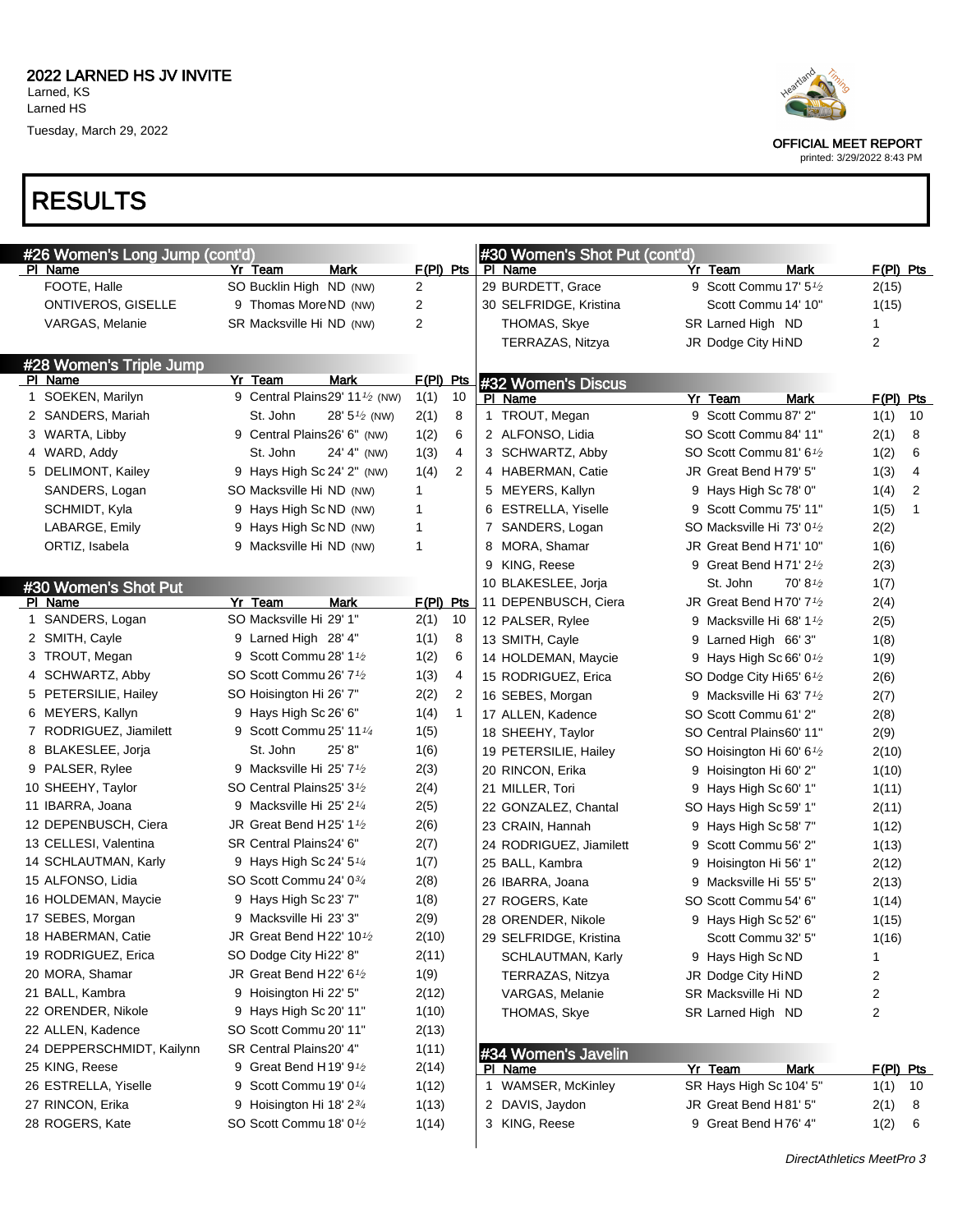2022 LARNED HS JV INVITE
Larned, KS
Larned HS
Tuesday, March 29, 2022

OFFICIAL MEET REPORT
printed: 3/29/2022 8:43 PM

# RESULTS

## #26 Women's Long Jump (cont'd)

| Pl | Name | Yr | Team | Mark | F(Pl) | Pts |
|---|---|---|---|---|---|---|
| | FOOTE, Halle | SO | Bucklin High | ND (NW) | 2 | |
| | ONTIVEROS, GISELLE | 9 | Thomas More | ND (NW) | 2 | |
| | VARGAS, Melanie | SR | Macksville Hi | ND (NW) | 2 | |

## #28 Women's Triple Jump

| Pl | Name | Yr | Team | Mark | F(Pl) | Pts |
|---|---|---|---|---|---|---|
| 1 | SOEKEN, Marilyn | 9 | Central Plains | 29' 11½ (NW) | 1(1) | 10 |
| 2 | SANDERS, Mariah | | St. John | 28' 5½ (NW) | 2(1) | 8 |
| 3 | WARTA, Libby | 9 | Central Plains | 26' 6" (NW) | 1(2) | 6 |
| 4 | WARD, Addy | | St. John | 24' 4" (NW) | 1(3) | 4 |
| 5 | DELIMONT, Kailey | 9 | Hays High Sc | 24' 2" (NW) | 1(4) | 2 |
| | SANDERS, Logan | SO | Macksville Hi | ND (NW) | 1 | |
| | SCHMIDT, Kyla | 9 | Hays High Sc | ND (NW) | 1 | |
| | LABARGE, Emily | 9 | Hays High Sc | ND (NW) | 1 | |
| | ORTIZ, Isabela | 9 | Macksville Hi | ND (NW) | 1 | |

## #30 Women's Shot Put

| Pl | Name | Yr | Team | Mark | F(Pl) | Pts |
|---|---|---|---|---|---|---|
| 1 | SANDERS, Logan | SO | Macksville Hi | 29' 1" | 2(1) | 10 |
| 2 | SMITH, Cayle | 9 | Larned High | 28' 4" | 1(1) | 8 |
| 3 | TROUT, Megan | 9 | Scott Commu | 28' 1½ | 1(2) | 6 |
| 4 | SCHWARTZ, Abby | SO | Scott Commu | 26' 7½ | 1(3) | 4 |
| 5 | PETERSILIE, Hailey | SO | Hoisington Hi | 26' 7" | 2(2) | 2 |
| 6 | MEYERS, Kallyn | 9 | Hays High Sc | 26' 6" | 1(4) | 1 |
| 7 | RODRIGUEZ, Jiamilett | 9 | Scott Commu | 25' 11¼ | 1(5) | |
| 8 | BLAKESLEE, Jorja | | St. John | 25' 8" | 1(6) | |
| 9 | PALSER, Rylee | 9 | Macksville Hi | 25' 7½ | 2(3) | |
| 10 | SHEEHY, Taylor | SO | Central Plains | 25' 3½ | 2(4) | |
| 11 | IBARRA, Joana | 9 | Macksville Hi | 25' 2¼ | 2(5) | |
| 12 | DEPENBUSCH, Ciera | JR | Great Bend H | 25' 1½ | 2(6) | |
| 13 | CELLESI, Valentina | SR | Central Plains | 24' 6" | 2(7) | |
| 14 | SCHLAUTMAN, Karly | 9 | Hays High Sc | 24' 5¼ | 1(7) | |
| 15 | ALFONSO, Lidia | SO | Scott Commu | 24' 0¾ | 2(8) | |
| 16 | HOLDEMAN, Maycie | 9 | Hays High Sc | 23' 7" | 1(8) | |
| 17 | SEBES, Morgan | 9 | Macksville Hi | 23' 3" | 2(9) | |
| 18 | HABERMAN, Catie | JR | Great Bend H | 22' 10½ | 2(10) | |
| 19 | RODRIGUEZ, Erica | SO | Dodge City Hi | 22' 8" | 2(11) | |
| 20 | MORA, Shamar | JR | Great Bend H | 22' 6½ | 1(9) | |
| 21 | BALL, Kambra | 9 | Hoisington Hi | 22' 5" | 2(12) | |
| 22 | ORENDER, Nikole | 9 | Hays High Sc | 20' 11" | 1(10) | |
| 22 | ALLEN, Kadence | SO | Scott Commu | 20' 11" | 2(13) | |
| 24 | DEPPERSCHMIDT, Kailynn | SR | Central Plains | 20' 4" | 1(11) | |
| 25 | KING, Reese | 9 | Great Bend H | 19' 9½ | 2(14) | |
| 26 | ESTRELLA, Yiselle | 9 | Scott Commu | 19' 0¼ | 1(12) | |
| 27 | RINCON, Erika | 9 | Hoisington Hi | 18' 2¾ | 1(13) | |
| 28 | ROGERS, Kate | SO | Scott Commu | 18' 0½ | 1(14) | |
| 29 | BURDETT, Grace | 9 | Scott Commu | 17' 5½ | 2(15) | |
| 30 | SELFRIDGE, Kristina | | Scott Commu | 14' 10" | 1(15) | |
| | THOMAS, Skye | SR | Larned High | ND | 1 | |
| | TERRAZAS, Nitzya | JR | Dodge City Hi | ND | 2 | |

## #32 Women's Discus

| Pl | Name | Yr | Team | Mark | F(Pl) | Pts |
|---|---|---|---|---|---|---|
| 1 | TROUT, Megan | 9 | Scott Commu | 87' 2" | 1(1) | 10 |
| 2 | ALFONSO, Lidia | SO | Scott Commu | 84' 11" | 2(1) | 8 |
| 3 | SCHWARTZ, Abby | SO | Scott Commu | 81' 6½ | 1(2) | 6 |
| 4 | HABERMAN, Catie | JR | Great Bend H | 79' 5" | 1(3) | 4 |
| 5 | MEYERS, Kallyn | 9 | Hays High Sc | 78' 0" | 1(4) | 2 |
| 6 | ESTRELLA, Yiselle | 9 | Scott Commu | 75' 11" | 1(5) | 1 |
| 7 | SANDERS, Logan | SO | Macksville Hi | 73' 0½ | 2(2) | |
| 8 | MORA, Shamar | JR | Great Bend H | 71' 10" | 1(6) | |
| 9 | KING, Reese | 9 | Great Bend H | 71' 2½ | 2(3) | |
| 10 | BLAKESLEE, Jorja | | St. John | 70' 8½ | 1(7) | |
| 11 | DEPENBUSCH, Ciera | JR | Great Bend H | 70' 7½ | 2(4) | |
| 12 | PALSER, Rylee | 9 | Macksville Hi | 68' 1½ | 2(5) | |
| 13 | SMITH, Cayle | 9 | Larned High | 66' 3" | 1(8) | |
| 14 | HOLDEMAN, Maycie | 9 | Hays High Sc | 66' 0½ | 1(9) | |
| 15 | RODRIGUEZ, Erica | SO | Dodge City Hi | 65' 6½ | 2(6) | |
| 16 | SEBES, Morgan | 9 | Macksville Hi | 63' 7½ | 2(7) | |
| 17 | ALLEN, Kadence | SO | Scott Commu | 61' 2" | 2(8) | |
| 18 | SHEEHY, Taylor | SO | Central Plains | 60' 11" | 2(9) | |
| 19 | PETERSILIE, Hailey | SO | Hoisington Hi | 60' 6½ | 2(10) | |
| 20 | RINCON, Erika | 9 | Hoisington Hi | 60' 2" | 1(10) | |
| 21 | MILLER, Tori | 9 | Hays High Sc | 60' 1" | 1(11) | |
| 22 | GONZALEZ, Chantal | SO | Hays High Sc | 59' 1" | 2(11) | |
| 23 | CRAIN, Hannah | 9 | Hays High Sc | 58' 7" | 1(12) | |
| 24 | RODRIGUEZ, Jiamilett | 9 | Scott Commu | 56' 2" | 1(13) | |
| 25 | BALL, Kambra | 9 | Hoisington Hi | 56' 1" | 2(12) | |
| 26 | IBARRA, Joana | 9 | Macksville Hi | 55' 5" | 2(13) | |
| 27 | ROGERS, Kate | SO | Scott Commu | 54' 6" | 1(14) | |
| 28 | ORENDER, Nikole | 9 | Hays High Sc | 52' 6" | 1(15) | |
| 29 | SELFRIDGE, Kristina | | Scott Commu | 32' 5" | 1(16) | |
| | SCHLAUTMAN, Karly | 9 | Hays High Sc | ND | 1 | |
| | TERRAZAS, Nitzya | JR | Dodge City Hi | ND | 2 | |
| | VARGAS, Melanie | SR | Macksville Hi | ND | 2 | |
| | THOMAS, Skye | SR | Larned High | ND | 2 | |

## #34 Women's Javelin

| Pl | Name | Yr | Team | Mark | F(Pl) | Pts |
|---|---|---|---|---|---|---|
| 1 | WAMSER, McKinley | SR | Hays High Sc | 104' 5" | 1(1) | 10 |
| 2 | DAVIS, Jaydon | JR | Great Bend H | 81' 5" | 2(1) | 8 |
| 3 | KING, Reese | 9 | Great Bend H | 76' 4" | 1(2) | 6 |

DirectAthletics MeetPro 3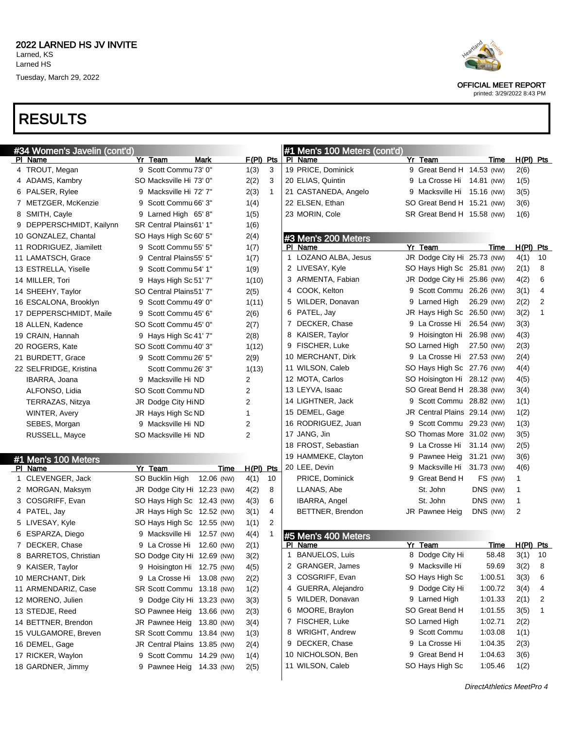# 2022 LARNED HS JV INVITE

Larned, KS
Larned HS
Tuesday, March 29, 2022

OFFICIAL MEET REPORT
printed: 3/29/2022 8:43 PM

# RESULTS

## #34 Women's Javelin (cont'd)

| Pl | Name | Yr | Team | Mark | F(Pl) | Pts |
|---|---|---|---|---|---|---|
| 4 | TROUT, Megan | 9 | Scott Commu | 73' 0" | 1(3) | 3 |
| 4 | ADAMS, Kambry | SO | Macksville Hi | 73' 0" | 2(2) | 3 |
| 6 | PALSER, Rylee | 9 | Macksville Hi | 72' 7" | 2(3) | 1 |
| 7 | METZGER, McKenzie | 9 | Scott Commu | 66' 3" | 1(4) | |
| 8 | SMITH, Cayle | 9 | Larned High | 65' 8" | 1(5) | |
| 9 | DEPPERSCHMIDT, Kailynn | SR | Central Plains | 61' 1" | 1(6) | |
| 10 | GONZALEZ, Chantal | SO | Hays High Sc | 60' 5" | 2(4) | |
| 11 | RODRIGUEZ, Jiamilett | 9 | Scott Commu | 55' 5" | 1(7) | |
| 11 | LAMATSCH, Grace | 9 | Central Plains | 55' 5" | 1(7) | |
| 13 | ESTRELLA, Yiselle | 9 | Scott Commu | 54' 1" | 1(9) | |
| 14 | MILLER, Tori | 9 | Hays High Sc | 51' 7" | 1(10) | |
| 14 | SHEEHY, Taylor | SO | Central Plains | 51' 7" | 2(5) | |
| 16 | ESCALONA, Brooklyn | 9 | Scott Commu | 49' 0" | 1(11) | |
| 17 | DEPPERSCHMIDT, Maile | 9 | Scott Commu | 45' 6" | 2(6) | |
| 18 | ALLEN, Kadence | SO | Scott Commu | 45' 0" | 2(7) | |
| 19 | CRAIN, Hannah | 9 | Hays High Sc | 41' 7" | 2(8) | |
| 20 | ROGERS, Kate | SO | Scott Commu | 40' 3" | 1(12) | |
| 21 | BURDETT, Grace | 9 | Scott Commu | 26' 5" | 2(9) | |
| 22 | SELFRIDGE, Kristina | | Scott Commu | 26' 3" | 1(13) | |
| | IBARRA, Joana | 9 | Macksville Hi | ND | 2 | |
| | ALFONSO, Lidia | SO | Scott Commu | ND | 2 | |
| | TERRAZAS, Nitzya | JR | Dodge City Hi | ND | 2 | |
| | WINTER, Avery | JR | Hays High Sc | ND | 1 | |
| | SEBES, Morgan | 9 | Macksville Hi | ND | 2 | |
| | RUSSELL, Mayce | SO | Macksville Hi | ND | 2 | |

## #1 Men's 100 Meters

| Pl | Name | Yr | Team | Time | H(Pl) | Pts |
|---|---|---|---|---|---|---|
| 1 | CLEVENGER, Jack | SO | Bucklin High | 12.06 (NW) | 4(1) | 10 |
| 2 | MORGAN, Maksym | JR | Dodge City Hi | 12.23 (NW) | 4(2) | 8 |
| 3 | COSGRIFF, Evan | SO | Hays High Sc | 12.43 (NW) | 4(3) | 6 |
| 4 | PATEL, Jay | JR | Hays High Sc | 12.52 (NW) | 3(1) | 4 |
| 5 | LIVESAY, Kyle | SO | Hays High Sc | 12.55 (NW) | 1(1) | 2 |
| 6 | ESPARZA, Diego | 9 | Macksville Hi | 12.57 (NW) | 4(4) | 1 |
| 7 | DECKER, Chase | 9 | La Crosse Hi | 12.60 (NW) | 2(1) | |
| 8 | BARRETOS, Christian | SO | Dodge City Hi | 12.69 (NW) | 3(2) | |
| 9 | KAISER, Taylor | 9 | Hoisington Hi | 12.75 (NW) | 4(5) | |
| 10 | MERCHANT, Dirk | 9 | La Crosse Hi | 13.08 (NW) | 2(2) | |
| 11 | ARMENDARIZ, Case | SR | Scott Commu | 13.18 (NW) | 1(2) | |
| 12 | MORENO, Julien | 9 | Dodge City Hi | 13.23 (NW) | 3(3) | |
| 13 | STEDJE, Reed | SO | Pawnee Heig | 13.66 (NW) | 2(3) | |
| 14 | BETTNER, Brendon | JR | Pawnee Heig | 13.80 (NW) | 3(4) | |
| 15 | VULGAMORE, Breven | SR | Scott Commu | 13.84 (NW) | 1(3) | |
| 16 | DEMEL, Gage | JR | Central Plains | 13.85 (NW) | 2(4) | |
| 17 | RICKER, Waylon | 9 | Scott Commu | 14.29 (NW) | 1(4) | |
| 18 | GARDNER, Jimmy | 9 | Pawnee Heig | 14.33 (NW) | 2(5) | |
| 19 | PRICE, Dominick | 9 | Great Bend H | 14.53 (NW) | 2(6) | |
| 20 | ELIAS, Quintin | 9 | La Crosse Hi | 14.81 (NW) | 1(5) | |
| 21 | CASTANEDA, Angelo | 9 | Macksville Hi | 15.16 (NW) | 3(5) | |
| 22 | ELSEN, Ethan | SO | Great Bend H | 15.21 (NW) | 3(6) | |
| 23 | MORIN, Cole | SR | Great Bend H | 15.58 (NW) | 1(6) | |

## #3 Men's 200 Meters

| Pl | Name | Yr | Team | Time | H(Pl) | Pts |
|---|---|---|---|---|---|---|
| 1 | LOZANO ALBA, Jesus | JR | Dodge City Hi | 25.73 (NW) | 4(1) | 10 |
| 2 | LIVESAY, Kyle | SO | Hays High Sc | 25.81 (NW) | 2(1) | 8 |
| 3 | ARMENTA, Fabian | JR | Dodge City Hi | 25.86 (NW) | 4(2) | 6 |
| 4 | COOK, Kelton | 9 | Scott Commu | 26.26 (NW) | 3(1) | 4 |
| 5 | WILDER, Donavan | 9 | Larned High | 26.29 (NW) | 2(2) | 2 |
| 6 | PATEL, Jay | JR | Hays High Sc | 26.50 (NW) | 3(2) | 1 |
| 7 | DECKER, Chase | 9 | La Crosse Hi | 26.54 (NW) | 3(3) | |
| 8 | KAISER, Taylor | 9 | Hoisington Hi | 26.98 (NW) | 4(3) | |
| 9 | FISCHER, Luke | SO | Larned High | 27.50 (NW) | 2(3) | |
| 10 | MERCHANT, Dirk | 9 | La Crosse Hi | 27.53 (NW) | 2(4) | |
| 11 | WILSON, Caleb | SO | Hays High Sc | 27.76 (NW) | 4(4) | |
| 12 | MOTA, Carlos | SO | Hoisington Hi | 28.12 (NW) | 4(5) | |
| 13 | LEYVA, Isaac | SO | Great Bend H | 28.38 (NW) | 3(4) | |
| 14 | LIGHTNER, Jack | 9 | Scott Commu | 28.82 (NW) | 1(1) | |
| 15 | DEMEL, Gage | JR | Central Plains | 29.14 (NW) | 1(2) | |
| 16 | RODRIGUEZ, Juan | 9 | Scott Commu | 29.23 (NW) | 1(3) | |
| 17 | JANG, Jin | SO | Thomas More | 31.02 (NW) | 3(5) | |
| 18 | FROST, Sebastian | 9 | La Crosse Hi | 31.14 (NW) | 2(5) | |
| 19 | HAMMEKE, Clayton | 9 | Pawnee Heig | 31.21 (NW) | 3(6) | |
| 20 | LEE, Devin | 9 | Macksville Hi | 31.73 (NW) | 4(6) | |
| | PRICE, Dominick | 9 | Great Bend H | FS (NW) | 1 | |
| | LLANAS, Abe | | St. John | DNS (NW) | 1 | |
| | IBARRA, Angel | | St. John | DNS (NW) | 1 | |
| | BETTNER, Brendon | JR | Pawnee Heig | DNS (NW) | 2 | |

## #5 Men's 400 Meters

| Pl | Name | Yr | Team | Time | H(Pl) | Pts |
|---|---|---|---|---|---|---|
| 1 | BANUELOS, Luis | 8 | Dodge City Hi | 58.48 | 3(1) | 10 |
| 2 | GRANGER, James | 9 | Macksville Hi | 59.69 | 3(2) | 8 |
| 3 | COSGRIFF, Evan | SO | Hays High Sc | 1:00.51 | 3(3) | 6 |
| 4 | GUERRA, Alejandro | 9 | Dodge City Hi | 1:00.72 | 3(4) | 4 |
| 5 | WILDER, Donavan | 9 | Larned High | 1:01.33 | 2(1) | 2 |
| 6 | MOORE, Braylon | SO | Great Bend H | 1:01.55 | 3(5) | 1 |
| 7 | FISCHER, Luke | SO | Larned High | 1:02.71 | 2(2) | |
| 8 | WRIGHT, Andrew | 9 | Scott Commu | 1:03.08 | 1(1) | |
| 9 | DECKER, Chase | 9 | La Crosse Hi | 1:04.35 | 2(3) | |
| 10 | NICHOLSON, Ben | 9 | Great Bend H | 1:04.63 | 3(6) | |
| 11 | WILSON, Caleb | SO | Hays High Sc | 1:05.46 | 1(2) | |

DirectAthletics MeetPro 4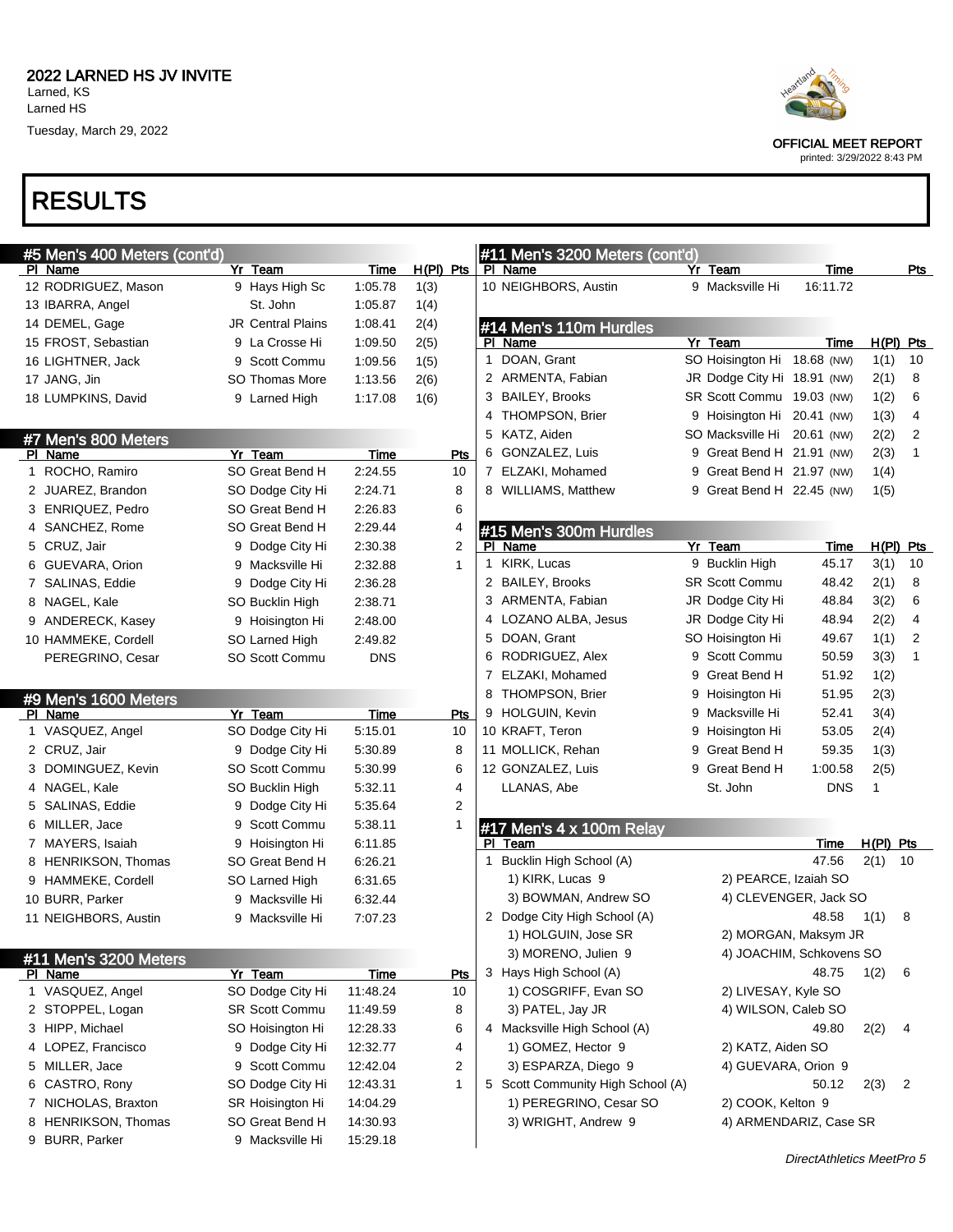2022 LARNED HS JV INVITE
Larned, KS
Larned HS
Tuesday, March 29, 2022

OFFICIAL MEET REPORT
printed: 3/29/2022 8:43 PM

# RESULTS

## #5 Men's 400 Meters (cont'd)

| Pl | Name | Yr | Team | Time | H(Pl) | Pts |
|---|---|---|---|---|---|---|
| 12 | RODRIGUEZ, Mason | 9 | Hays High Sc | 1:05.78 | 1(3) | |
| 13 | IBARRA, Angel | | St. John | 1:05.87 | 1(4) | |
| 14 | DEMEL, Gage | JR | Central Plains | 1:08.41 | 2(4) | |
| 15 | FROST, Sebastian | 9 | La Crosse Hi | 1:09.50 | 2(5) | |
| 16 | LIGHTNER, Jack | 9 | Scott Commu | 1:09.56 | 1(5) | |
| 17 | JANG, Jin | SO | Thomas More | 1:13.56 | 2(6) | |
| 18 | LUMPKINS, David | 9 | Larned High | 1:17.08 | 1(6) | |

## #7 Men's 800 Meters

| Pl | Name | Yr | Team | Time | Pts |
|---|---|---|---|---|---|
| 1 | ROCHO, Ramiro | SO | Great Bend H | 2:24.55 | 10 |
| 2 | JUAREZ, Brandon | SO | Dodge City Hi | 2:24.71 | 8 |
| 3 | ENRIQUEZ, Pedro | SO | Great Bend H | 2:26.83 | 6 |
| 4 | SANCHEZ, Rome | SO | Great Bend H | 2:29.44 | 4 |
| 5 | CRUZ, Jair | 9 | Dodge City Hi | 2:30.38 | 2 |
| 6 | GUEVARA, Orion | 9 | Macksville Hi | 2:32.88 | 1 |
| 7 | SALINAS, Eddie | 9 | Dodge City Hi | 2:36.28 | |
| 8 | NAGEL, Kale | SO | Bucklin High | 2:38.71 | |
| 9 | ANDERECK, Kasey | 9 | Hoisington Hi | 2:48.00 | |
| 10 | HAMMEKE, Cordell | SO | Larned High | 2:49.82 | |
| | PEREGRINO, Cesar | SO | Scott Commu | DNS | |

## #9 Men's 1600 Meters

| Pl | Name | Yr | Team | Time | Pts |
|---|---|---|---|---|---|
| 1 | VASQUEZ, Angel | SO | Dodge City Hi | 5:15.01 | 10 |
| 2 | CRUZ, Jair | 9 | Dodge City Hi | 5:30.89 | 8 |
| 3 | DOMINGUEZ, Kevin | SO | Scott Commu | 5:30.99 | 6 |
| 4 | NAGEL, Kale | SO | Bucklin High | 5:32.11 | 4 |
| 5 | SALINAS, Eddie | 9 | Dodge City Hi | 5:35.64 | 2 |
| 6 | MILLER, Jace | 9 | Scott Commu | 5:38.11 | 1 |
| 7 | MAYERS, Isaiah | 9 | Hoisington Hi | 6:11.85 | |
| 8 | HENRIKSON, Thomas | SO | Great Bend H | 6:26.21 | |
| 9 | HAMMEKE, Cordell | SO | Larned High | 6:31.65 | |
| 10 | BURR, Parker | 9 | Macksville Hi | 6:32.44 | |
| 11 | NEIGHBORS, Austin | 9 | Macksville Hi | 7:07.23 | |

## #11 Men's 3200 Meters

| Pl | Name | Yr | Team | Time | Pts |
|---|---|---|---|---|---|
| 1 | VASQUEZ, Angel | SO | Dodge City Hi | 11:48.24 | 10 |
| 2 | STOPPEL, Logan | SR | Scott Commu | 11:49.59 | 8 |
| 3 | HIPP, Michael | SO | Hoisington Hi | 12:28.33 | 6 |
| 4 | LOPEZ, Francisco | 9 | Dodge City Hi | 12:32.77 | 4 |
| 5 | MILLER, Jace | 9 | Scott Commu | 12:42.04 | 2 |
| 6 | CASTRO, Rony | SO | Dodge City Hi | 12:43.31 | 1 |
| 7 | NICHOLAS, Braxton | SR | Hoisington Hi | 14:04.29 | |
| 8 | HENRIKSON, Thomas | SO | Great Bend H | 14:30.93 | |
| 9 | BURR, Parker | 9 | Macksville Hi | 15:29.18 | |
| 10 | NEIGHBORS, Austin | 9 | Macksville Hi | 16:11.72 | |

## #14 Men's 110m Hurdles

| Pl | Name | Yr | Team | Time | H(Pl) | Pts |
|---|---|---|---|---|---|---|
| 1 | DOAN, Grant | SO | Hoisington Hi | 18.68 (NW) | 1(1) | 10 |
| 2 | ARMENTA, Fabian | JR | Dodge City Hi | 18.91 (NW) | 2(1) | 8 |
| 3 | BAILEY, Brooks | SR | Scott Commu | 19.03 (NW) | 1(2) | 6 |
| 4 | THOMPSON, Brier | 9 | Hoisington Hi | 20.41 (NW) | 1(3) | 4 |
| 5 | KATZ, Aiden | SO | Macksville Hi | 20.61 (NW) | 2(2) | 2 |
| 6 | GONZALEZ, Luis | 9 | Great Bend H | 21.91 (NW) | 2(3) | 1 |
| 7 | ELZAKI, Mohamed | 9 | Great Bend H | 21.97 (NW) | 1(4) | |
| 8 | WILLIAMS, Matthew | 9 | Great Bend H | 22.45 (NW) | 1(5) | |

## #15 Men's 300m Hurdles

| Pl | Name | Yr | Team | Time | H(Pl) | Pts |
|---|---|---|---|---|---|---|
| 1 | KIRK, Lucas | 9 | Bucklin High | 45.17 | 3(1) | 10 |
| 2 | BAILEY, Brooks | SR | Scott Commu | 48.42 | 2(1) | 8 |
| 3 | ARMENTA, Fabian | JR | Dodge City Hi | 48.84 | 3(2) | 6 |
| 4 | LOZANO ALBA, Jesus | JR | Dodge City Hi | 48.94 | 2(2) | 4 |
| 5 | DOAN, Grant | SO | Hoisington Hi | 49.67 | 1(1) | 2 |
| 6 | RODRIGUEZ, Alex | 9 | Scott Commu | 50.59 | 3(3) | 1 |
| 7 | ELZAKI, Mohamed | 9 | Great Bend H | 51.92 | 1(2) | |
| 8 | THOMPSON, Brier | 9 | Hoisington Hi | 51.95 | 2(3) | |
| 9 | HOLGUIN, Kevin | 9 | Macksville Hi | 52.41 | 3(4) | |
| 10 | KRAFT, Teron | 9 | Hoisington Hi | 53.05 | 2(4) | |
| 11 | MOLLICK, Rehan | 9 | Great Bend H | 59.35 | 1(3) | |
| 12 | GONZALEZ, Luis | 9 | Great Bend H | 1:00.58 | 2(5) | |
| | LLANAS, Abe | | St. John | DNS | 1 | |

## #17 Men's 4 x 100m Relay

| Pl | Team | Time | H(Pl) | Pts |
|---|---|---|---|---|
| 1 | Bucklin High School (A) | 47.56 | 2(1) | 10 |
| | 1) KIRK, Lucas 9; 2) PEARCE, Izaiah SO; 3) BOWMAN, Andrew SO; 4) CLEVENGER, Jack SO | | | |
| 2 | Dodge City High School (A) | 48.58 | 1(1) | 8 |
| | 1) HOLGUIN, Jose SR; 2) MORGAN, Maksym JR; 3) MORENO, Julien 9; 4) JOACHIM, Schkovens SO | | | |
| 3 | Hays High School (A) | 48.75 | 1(2) | 6 |
| | 1) COSGRIFF, Evan SO; 2) LIVESAY, Kyle SO; 3) PATEL, Jay JR; 4) WILSON, Caleb SO | | | |
| 4 | Macksville High School (A) | 49.80 | 2(2) | 4 |
| | 1) GOMEZ, Hector 9; 2) KATZ, Aiden SO; 3) ESPARZA, Diego 9; 4) GUEVARA, Orion 9 | | | |
| 5 | Scott Community High School (A) | 50.12 | 2(3) | 2 |
| | 1) PEREGRINO, Cesar SO; 2) COOK, Kelton 9; 3) WRIGHT, Andrew 9; 4) ARMENDARIZ, Case SR | | | |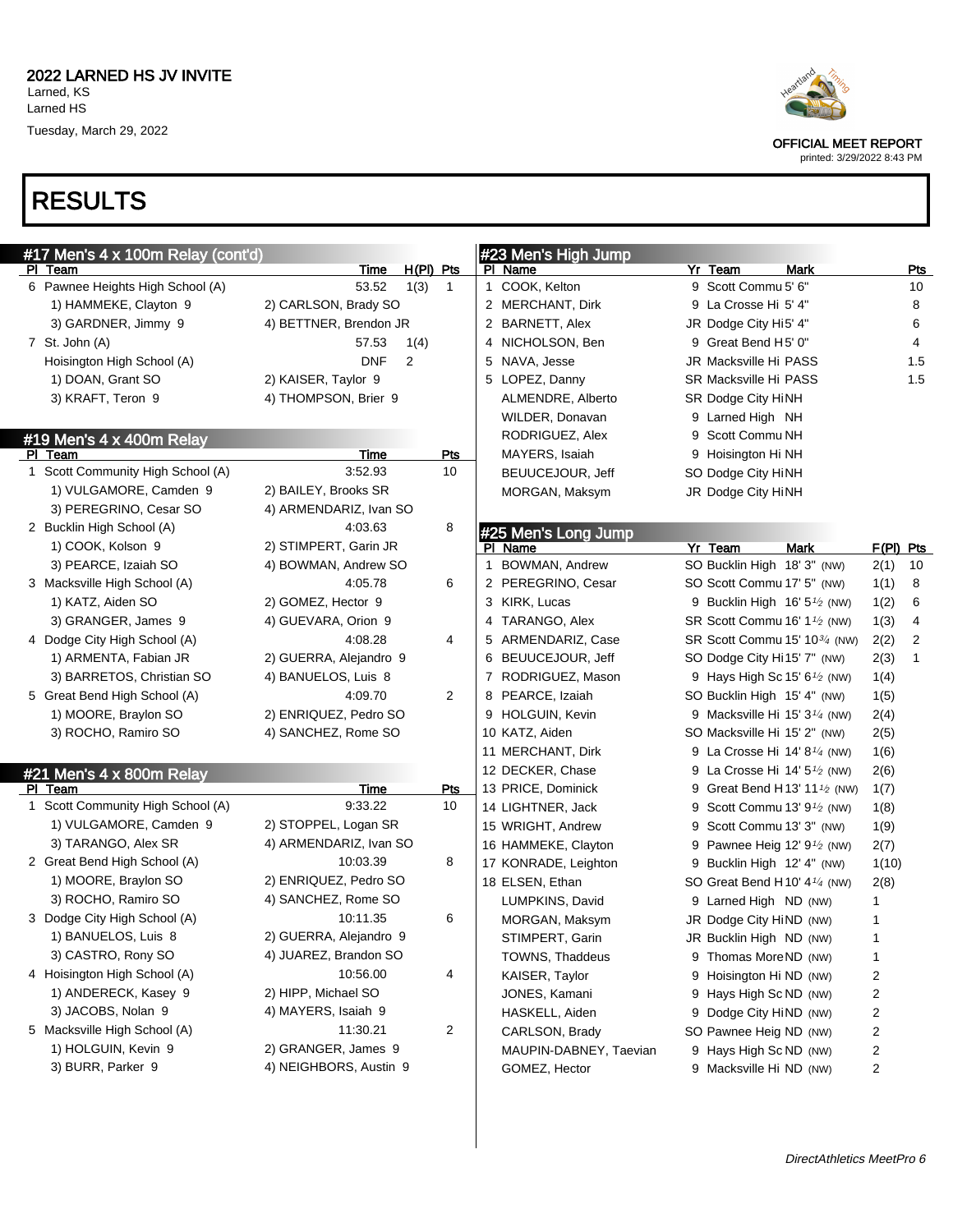## 2022 LARNED HS JV INVITE

Larned, KS
Larned HS
Tuesday, March 29, 2022

OFFICIAL MEET REPORT
printed: 3/29/2022 8:43 PM

# RESULTS

### #17 Men's 4 x 100m Relay (cont'd)

| Pl | Team | Time | H(Pl) | Pts |
|---|---|---|---|---|
| 6 | Pawnee Heights High School (A) | 53.52 | 1(3) | 1 |
| | 1) HAMMEKE, Clayton 9 / 2) CARLSON, Brady SO / 3) GARDNER, Jimmy 9 / 4) BETTNER, Brendon JR | | | |
| 7 | St. John (A) | 57.53 | 1(4) | |
| | Hoisington High School (A) | DNF | 2 | |
| | 1) DOAN, Grant SO / 2) KAISER, Taylor 9 / 3) KRAFT, Teron 9 / 4) THOMPSON, Brier 9 | | | |

### #19 Men's 4 x 400m Relay

| Pl | Team | Time | Pts |
|---|---|---|---|
| 1 | Scott Community High School (A) | 3:52.93 | 10 |
| | 1) VULGAMORE, Camden 9 / 2) BAILEY, Brooks SR / 3) PEREGRINO, Cesar SO / 4) ARMENDARIZ, Ivan SO | | |
| 2 | Bucklin High School (A) | 4:03.63 | 8 |
| | 1) COOK, Kolson 9 / 2) STIMPERT, Garin JR / 3) PEARCE, Izaiah SO / 4) BOWMAN, Andrew SO | | |
| 3 | Macksville High School (A) | 4:05.78 | 6 |
| | 1) KATZ, Aiden SO / 2) GOMEZ, Hector 9 / 3) GRANGER, James 9 / 4) GUEVARA, Orion 9 | | |
| 4 | Dodge City High School (A) | 4:08.28 | 4 |
| | 1) ARMENTA, Fabian JR / 2) GUERRA, Alejandro 9 / 3) BARRETOS, Christian SO / 4) BANUELOS, Luis 8 | | |
| 5 | Great Bend High School (A) | 4:09.70 | 2 |
| | 1) MOORE, Braylon SO / 2) ENRIQUEZ, Pedro SO / 3) ROCHO, Ramiro SO / 4) SANCHEZ, Rome SO | | |

### #21 Men's 4 x 800m Relay

| Pl | Team | Time | Pts |
|---|---|---|---|
| 1 | Scott Community High School (A) | 9:33.22 | 10 |
| | 1) VULGAMORE, Camden 9 / 2) STOPPEL, Logan SR / 3) TARANGO, Alex SR / 4) ARMENDARIZ, Ivan SO | | |
| 2 | Great Bend High School (A) | 10:03.39 | 8 |
| | 1) MOORE, Braylon SO / 2) ENRIQUEZ, Pedro SO / 3) ROCHO, Ramiro SO / 4) SANCHEZ, Rome SO | | |
| 3 | Dodge City High School (A) | 10:11.35 | 6 |
| | 1) BANUELOS, Luis 8 / 2) GUERRA, Alejandro 9 / 3) CASTRO, Rony SO / 4) JUAREZ, Brandon SO | | |
| 4 | Hoisington High School (A) | 10:56.00 | 4 |
| | 1) ANDERECK, Kasey 9 / 2) HIPP, Michael SO / 3) JACOBS, Nolan 9 / 4) MAYERS, Isaiah 9 | | |
| 5 | Macksville High School (A) | 11:30.21 | 2 |
| | 1) HOLGUIN, Kevin 9 / 2) GRANGER, James 9 / 3) BURR, Parker 9 / 4) NEIGHBORS, Austin 9 | | |

### #23 Men's High Jump

| Pl | Name | Yr | Team | Mark | Pts |
|---|---|---|---|---|---|
| 1 | COOK, Kelton | 9 | Scott Commu | 5' 6" | 10 |
| 2 | MERCHANT, Dirk | 9 | La Crosse Hi | 5' 4" | 8 |
| 2 | BARNETT, Alex | JR | Dodge City Hi | 5' 4" | 6 |
| 4 | NICHOLSON, Ben | 9 | Great Bend H | 5' 0" | 4 |
| 5 | NAVA, Jesse | JR | Macksville Hi | PASS | 1.5 |
| 5 | LOPEZ, Danny | SR | Macksville Hi | PASS | 1.5 |
| | ALMENDRE, Alberto | SR | Dodge City Hi | NH | |
| | WILDER, Donavan | 9 | Larned High | NH | |
| | RODRIGUEZ, Alex | 9 | Scott Commu | NH | |
| | MAYERS, Isaiah | 9 | Hoisington Hi | NH | |
| | BEUUCEJOUR, Jeff | SO | Dodge City Hi | NH | |
| | MORGAN, Maksym | JR | Dodge City Hi | NH | |

### #25 Men's Long Jump

| Pl | Name | Yr | Team | Mark | F(Pl) | Pts |
|---|---|---|---|---|---|---|
| 1 | BOWMAN, Andrew | SO | Bucklin High | 18' 3" (NW) | 2(1) | 10 |
| 2 | PEREGRINO, Cesar | SO | Scott Commu | 17' 5" (NW) | 1(1) | 8 |
| 3 | KIRK, Lucas | 9 | Bucklin High | 16' 5½ (NW) | 1(2) | 6 |
| 4 | TARANGO, Alex | SR | Scott Commu | 16' 1½ (NW) | 1(3) | 4 |
| 5 | ARMENDARIZ, Case | SR | Scott Commu | 15' 10¾ (NW) | 2(2) | 2 |
| 6 | BEUUCEJOUR, Jeff | SO | Dodge City Hi | 15' 7" (NW) | 2(3) | 1 |
| 7 | RODRIGUEZ, Mason | 9 | Hays High Sc | 15' 6½ (NW) | 1(4) | |
| 8 | PEARCE, Izaiah | SO | Bucklin High | 15' 4" (NW) | 1(5) | |
| 9 | HOLGUIN, Kevin | 9 | Macksville Hi | 15' 3¼ (NW) | 2(4) | |
| 10 | KATZ, Aiden | SO | Macksville Hi | 15' 2" (NW) | 2(5) | |
| 11 | MERCHANT, Dirk | 9 | La Crosse Hi | 14' 8¼ (NW) | 1(6) | |
| 12 | DECKER, Chase | 9 | La Crosse Hi | 14' 5½ (NW) | 2(6) | |
| 13 | PRICE, Dominick | 9 | Great Bend H | 13' 11½ (NW) | 1(7) | |
| 14 | LIGHTNER, Jack | 9 | Scott Commu | 13' 9½ (NW) | 1(8) | |
| 15 | WRIGHT, Andrew | 9 | Scott Commu | 13' 3" (NW) | 1(9) | |
| 16 | HAMMEKE, Clayton | 9 | Pawnee Heig | 12' 9½ (NW) | 2(7) | |
| 17 | KONRADE, Leighton | 9 | Bucklin High | 12' 4" (NW) | 1(10) | |
| 18 | ELSEN, Ethan | SO | Great Bend H | 10' 4¼ (NW) | 2(8) | |
| | LUMPKINS, David | 9 | Larned High | ND (NW) | 1 | |
| | MORGAN, Maksym | JR | Dodge City Hi | ND (NW) | 1 | |
| | STIMPERT, Garin | JR | Bucklin High | ND (NW) | 1 | |
| | TOWNS, Thaddeus | 9 | Thomas More | ND (NW) | 1 | |
| | KAISER, Taylor | 9 | Hoisington Hi | ND (NW) | 2 | |
| | JONES, Kamani | 9 | Hays High Sc | ND (NW) | 2 | |
| | HASKELL, Aiden | 9 | Dodge City Hi | ND (NW) | 2 | |
| | CARLSON, Brady | SO | Pawnee Heig | ND (NW) | 2 | |
| | MAUPIN-DABNEY, Taevian | 9 | Hays High Sc | ND (NW) | 2 | |
| | GOMEZ, Hector | 9 | Macksville Hi | ND (NW) | 2 | |

*DirectAthletics MeetPro 6*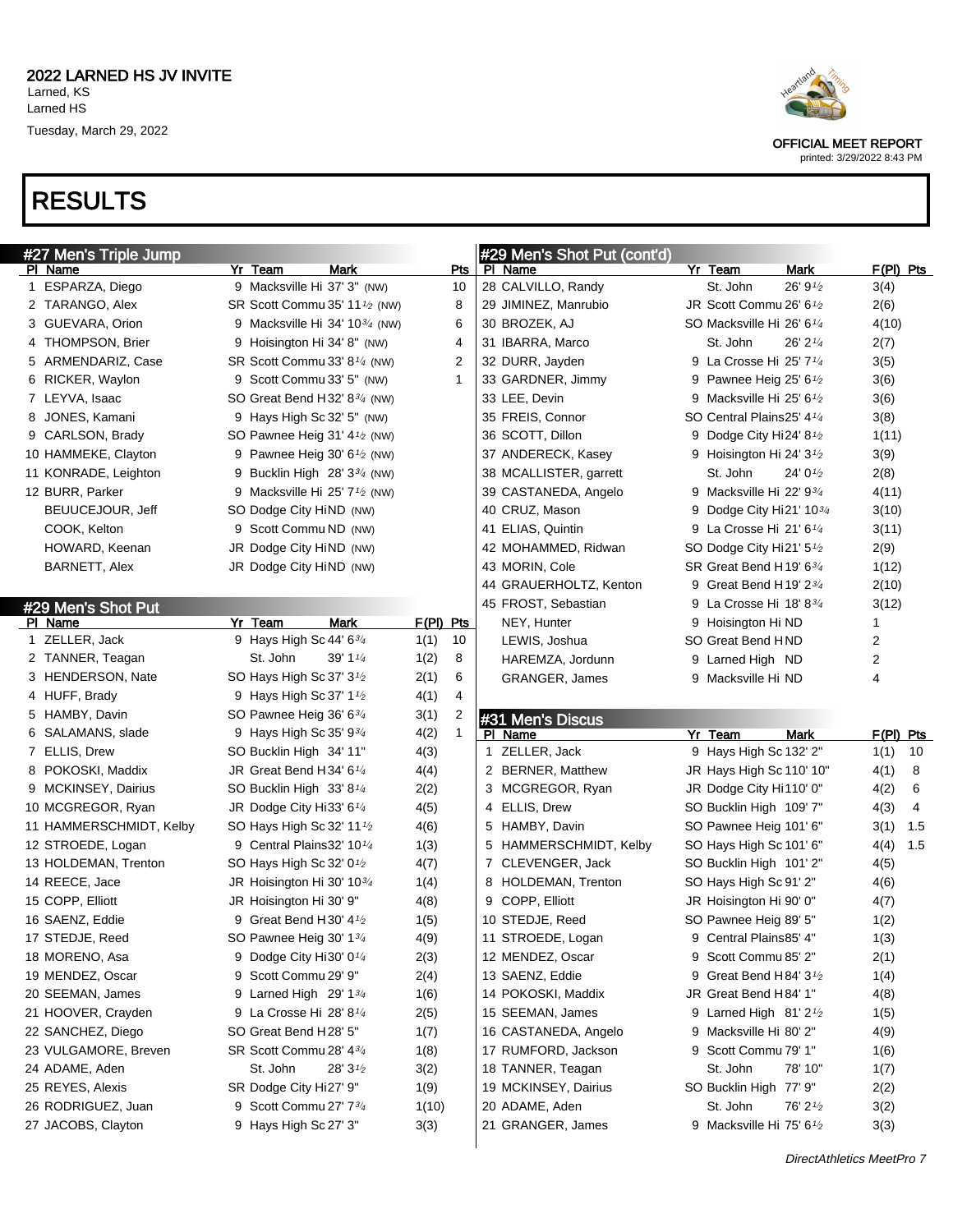# 2022 LARNED HS JV INVITE

Larned, KS
Larned HS
Tuesday, March 29, 2022

OFFICIAL MEET REPORT
printed: 3/29/2022 8:43 PM

# RESULTS

## #27 Men's Triple Jump

| Pl | Name | Yr | Team | Mark | Pts |
|---|---|---|---|---|---|
| 1 | ESPARZA, Diego | 9 | Macksville Hi | 37' 3" (NW) | 10 |
| 2 | TARANGO, Alex | SR | Scott Commu | 35' 11½ (NW) | 8 |
| 3 | GUEVARA, Orion | 9 | Macksville Hi | 34' 10¾ (NW) | 6 |
| 4 | THOMPSON, Brier | 9 | Hoisington Hi | 34' 8" (NW) | 4 |
| 5 | ARMENDARIZ, Case | SR | Scott Commu | 33' 8¼ (NW) | 2 |
| 6 | RICKER, Waylon | 9 | Scott Commu | 33' 5" (NW) | 1 |
| 7 | LEYVA, Isaac | SO | Great Bend H | 32' 8¾ (NW) | |
| 8 | JONES, Kamani | 9 | Hays High Sc | 32' 5" (NW) | |
| 9 | CARLSON, Brady | SO | Pawnee Heig | 31' 4½ (NW) | |
| 10 | HAMMEKE, Clayton | 9 | Pawnee Heig | 30' 6½ (NW) | |
| 11 | KONRADE, Leighton | 9 | Bucklin High | 28' 3¾ (NW) | |
| 12 | BURR, Parker | 9 | Macksville Hi | 25' 7½ (NW) | |
| | BEUCEJOUR, Jeff | SO | Dodge City Hi | ND (NW) | |
| | COOK, Kelton | 9 | Scott Commu | ND (NW) | |
| | HOWARD, Keenan | JR | Dodge City Hi | ND (NW) | |
| | BARNETT, Alex | JR | Dodge City Hi | ND (NW) | |

## #29 Men's Shot Put

| Pl | Name | Yr | Team | Mark | F(Pl) | Pts |
|---|---|---|---|---|---|---|
| 1 | ZELLER, Jack | 9 | Hays High Sc | 44' 6¾ | 1(1) | 10 |
| 2 | TANNER, Teagan | | St. John | 39' 1¼ | 1(2) | 8 |
| 3 | HENDERSON, Nate | SO | Hays High Sc | 37' 3½ | 2(1) | 6 |
| 4 | HUFF, Brady | 9 | Hays High Sc | 37' 1½ | 4(1) | 4 |
| 5 | HAMBY, Davin | SO | Pawnee Heig | 36' 6¾ | 3(1) | 2 |
| 6 | SALAMANS, slade | 9 | Hays High Sc | 35' 9¾ | 4(2) | 1 |
| 7 | ELLIS, Drew | SO | Bucklin High | 34' 11" | 4(3) | |
| 8 | POKOSKI, Maddix | JR | Great Bend H | 34' 6¼ | 4(4) | |
| 9 | MCKINSEY, Dairius | SO | Bucklin High | 33' 8¼ | 2(2) | |
| 10 | MCGREGOR, Ryan | JR | Dodge City Hi | 33' 6¼ | 4(5) | |
| 11 | HAMMERSCHMIDT, Kelby | SO | Hays High Sc | 32' 11½ | 4(6) | |
| 12 | STROEDE, Logan | 9 | Central Plains | 32' 10¼ | 1(3) | |
| 13 | HOLDEMAN, Trenton | SO | Hays High Sc | 32' 0½ | 4(7) | |
| 14 | REECE, Jace | JR | Hoisington Hi | 30' 10¾ | 1(4) | |
| 15 | COPP, Elliott | JR | Hoisington Hi | 30' 9" | 4(8) | |
| 16 | SAENZ, Eddie | 9 | Great Bend H | 30' 4½ | 1(5) | |
| 17 | STEDJE, Reed | SO | Pawnee Heig | 30' 1¾ | 4(9) | |
| 18 | MORENO, Asa | 9 | Dodge City Hi | 30' 0¼ | 2(3) | |
| 19 | MENDEZ, Oscar | 9 | Scott Commu | 29' 9" | 2(4) | |
| 20 | SEEMAN, James | 9 | Larned High | 29' 1¾ | 1(6) | |
| 21 | HOOVER, Crayden | 9 | La Crosse Hi | 28' 8¼ | 2(5) | |
| 22 | SANCHEZ, Diego | SO | Great Bend H | 28' 5" | 1(7) | |
| 23 | VULGAMORE, Breven | SR | Scott Commu | 28' 4¾ | 1(8) | |
| 24 | ADAME, Aden | | St. John | 28' 3½ | 3(2) | |
| 25 | REYES, Alexis | SR | Dodge City Hi | 27' 9" | 1(9) | |
| 26 | RODRIGUEZ, Juan | 9 | Scott Commu | 27' 7¾ | 1(10) | |
| 27 | JACOBS, Clayton | 9 | Hays High Sc | 27' 3" | 3(3) | |
| 28 | CALVILLO, Randy | | St. John | 26' 9½ | 3(4) | |
| 29 | JIMINEZ, Manrubio | JR | Scott Commu | 26' 6½ | 2(6) | |
| 30 | BROZEK, AJ | SO | Macksville Hi | 26' 6¼ | 4(10) | |
| 31 | IBARRA, Marco | | St. John | 26' 2¼ | 2(7) | |
| 32 | DURR, Jayden | 9 | La Crosse Hi | 25' 7¼ | 3(5) | |
| 33 | GARDNER, Jimmy | 9 | Pawnee Heig | 25' 6½ | 3(6) | |
| 33 | LEE, Devin | 9 | Macksville Hi | 25' 6½ | 3(6) | |
| 35 | FREIS, Connor | SO | Central Plains | 25' 4¼ | 3(8) | |
| 36 | SCOTT, Dillon | 9 | Dodge City Hi | 24' 8½ | 1(11) | |
| 37 | ANDERECK, Kasey | 9 | Hoisington Hi | 24' 3½ | 3(9) | |
| 38 | MCALLISTER, garrett | | St. John | 24' 0½ | 2(8) | |
| 39 | CASTANEDA, Angelo | 9 | Macksville Hi | 22' 9¾ | 4(11) | |
| 40 | CRUZ, Mason | 9 | Dodge City Hi | 21' 10¾ | 3(10) | |
| 41 | ELIAS, Quintin | 9 | La Crosse Hi | 21' 6¼ | 3(11) | |
| 42 | MOHAMMED, Ridwan | SO | Dodge City Hi | 21' 5½ | 2(9) | |
| 43 | MORIN, Cole | SR | Great Bend H | 19' 6¾ | 1(12) | |
| 44 | GRAUERHOLTZ, Kenton | 9 | Great Bend H | 19' 2¾ | 2(10) | |
| 45 | FROST, Sebastian | 9 | La Crosse Hi | 18' 8¾ | 3(12) | |
| | NEY, Hunter | 9 | Hoisington Hi | ND | 1 | |
| | LEWIS, Joshua | SO | Great Bend H | ND | 2 | |
| | HAREMZA, Jordunn | 9 | Larned High | ND | 2 | |
| | GRANGER, James | 9 | Macksville Hi | ND | 4 | |

## #31 Men's Discus

| Pl | Name | Yr | Team | Mark | F(Pl) | Pts |
|---|---|---|---|---|---|---|
| 1 | ZELLER, Jack | 9 | Hays High Sc | 132' 2" | 1(1) | 10 |
| 2 | BERNER, Matthew | JR | Hays High Sc | 110' 10" | 4(1) | 8 |
| 3 | MCGREGOR, Ryan | JR | Dodge City Hi | 110' 0" | 4(2) | 6 |
| 4 | ELLIS, Drew | SO | Bucklin High | 109' 7" | 4(3) | 4 |
| 5 | HAMBY, Davin | SO | Pawnee Heig | 101' 6" | 3(1) | 1.5 |
| 5 | HAMMERSCHMIDT, Kelby | SO | Hays High Sc | 101' 6" | 4(4) | 1.5 |
| 7 | CLEVENGER, Jack | SO | Bucklin High | 101' 2" | 4(5) | |
| 8 | HOLDEMAN, Trenton | SO | Hays High Sc | 91' 2" | 4(6) | |
| 9 | COPP, Elliott | JR | Hoisington Hi | 90' 0" | 4(7) | |
| 10 | STEDJE, Reed | SO | Pawnee Heig | 89' 5" | 1(2) | |
| 11 | STROEDE, Logan | 9 | Central Plains | 85' 4" | 1(3) | |
| 12 | MENDEZ, Oscar | 9 | Scott Commu | 85' 2" | 2(1) | |
| 13 | SAENZ, Eddie | 9 | Great Bend H | 84' 3½ | 1(4) | |
| 14 | POKOSKI, Maddix | JR | Great Bend H | 84' 1" | 4(8) | |
| 15 | SEEMAN, James | 9 | Larned High | 81' 2½ | 1(5) | |
| 16 | CASTANEDA, Angelo | 9 | Macksville Hi | 80' 2" | 4(9) | |
| 17 | RUMFORD, Jackson | 9 | Scott Commu | 79' 1" | 1(6) | |
| 18 | TANNER, Teagan | | St. John | 78' 10" | 1(7) | |
| 19 | MCKINSEY, Dairius | SO | Bucklin High | 77' 9" | 2(2) | |
| 20 | ADAME, Aden | | St. John | 76' 2½ | 3(2) | |
| 21 | GRANGER, James | 9 | Macksville Hi | 75' 6½ | 3(3) | |

DirectAthletics MeetPro 7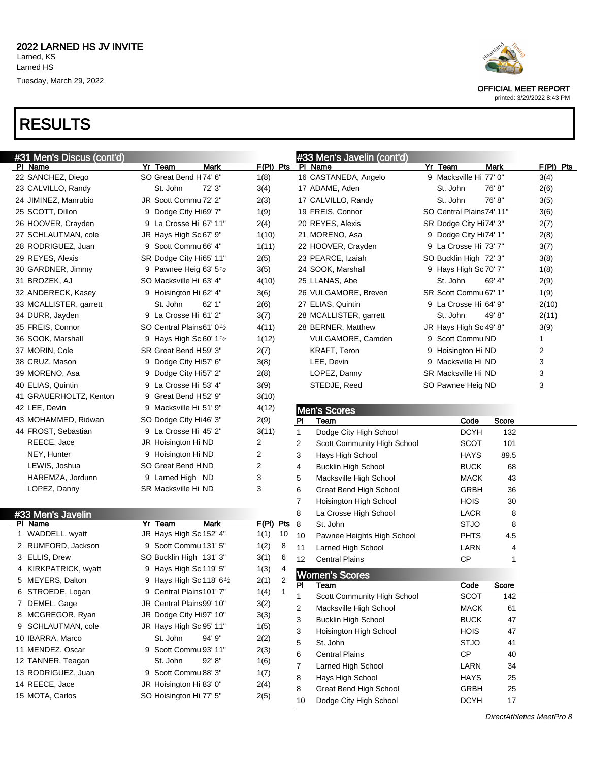# RESULTS

## #31 Men's Discus (cont'd)

| Pl | Name | Yr | Team | Mark | F(Pl) | Pts |
|---|---|---|---|---|---|---|
| 22 | SANCHEZ, Diego | SO | Great Bend H | 74' 6" | 1(8) | |
| 23 | CALVILLO, Randy | | St. John | 72' 3" | 3(4) | |
| 24 | JIMINEZ, Manrubio | JR | Scott Commu | 72' 2" | 2(3) | |
| 25 | SCOTT, Dillon | 9 | Dodge City Hi | 69' 7" | 1(9) | |
| 26 | HOOVER, Crayden | 9 | La Crosse Hi | 67' 11" | 2(4) | |
| 27 | SCHLAUTMAN, cole | JR | Hays High Sc | 67' 9" | 1(10) | |
| 28 | RODRIGUEZ, Juan | 9 | Scott Commu | 66' 4" | 1(11) | |
| 29 | REYES, Alexis | SR | Dodge City Hi | 65' 11" | 2(5) | |
| 30 | GARDNER, Jimmy | 9 | Pawnee Heig | 63' 5½ | 3(5) | |
| 31 | BROZEK, AJ | SO | Macksville Hi | 63' 4" | 4(10) | |
| 32 | ANDERECK, Kasey | 9 | Hoisington Hi | 62' 4" | 3(6) | |
| 33 | MCALLISTER, garrett | | St. John | 62' 1" | 2(6) | |
| 34 | DURR, Jayden | 9 | La Crosse Hi | 61' 2" | 3(7) | |
| 35 | FREIS, Connor | SO | Central Plains | 61' 0½ | 4(11) | |
| 36 | SOOK, Marshall | 9 | Hays High Sc | 60' 1½ | 1(12) | |
| 37 | MORIN, Cole | SR | Great Bend H | 59' 3" | 2(7) | |
| 38 | CRUZ, Mason | 9 | Dodge City Hi | 57' 6" | 3(8) | |
| 39 | MORENO, Asa | 9 | Dodge City Hi | 57' 2" | 2(8) | |
| 40 | ELIAS, Quintin | 9 | La Crosse Hi | 53' 4" | 3(9) | |
| 41 | GRAUERHOLTZ, Kenton | 9 | Great Bend H | 52' 9" | 3(10) | |
| 42 | LEE, Devin | 9 | Macksville Hi | 51' 9" | 4(12) | |
| 43 | MOHAMMED, Ridwan | SO | Dodge City Hi | 46' 3" | 2(9) | |
| 44 | FROST, Sebastian | 9 | La Crosse Hi | 45' 2" | 3(11) | |
| | REECE, Jace | JR | Hoisington Hi | ND | 2 | |
| | NEY, Hunter | 9 | Hoisington Hi | ND | 2 | |
| | LEWIS, Joshua | SO | Great Bend H | ND | 2 | |
| | HAREMZA, Jordunn | 9 | Larned High | ND | 3 | |
| | LOPEZ, Danny | SR | Macksville Hi | ND | 3 | |

## #33 Men's Javelin

| Pl | Name | Yr | Team | Mark | F(Pl) | Pts |
|---|---|---|---|---|---|---|
| 1 | WADDELL, wyatt | JR | Hays High Sc | 152' 4" | 1(1) | 10 |
| 2 | RUMFORD, Jackson | 9 | Scott Commu | 131' 5" | 1(2) | 8 |
| 3 | ELLIS, Drew | SO | Bucklin High | 131' 3" | 3(1) | 6 |
| 4 | KIRKPATRICK, wyatt | 9 | Hays High Sc | 119' 5" | 1(3) | 4 |
| 5 | MEYERS, Dalton | 9 | Hays High Sc | 118' 6½ | 2(1) | 2 |
| 6 | STROEDE, Logan | 9 | Central Plains | 101' 7" | 1(4) | 1 |
| 7 | DEMEL, Gage | JR | Central Plains | 99' 10" | 3(2) | |
| 8 | MCGREGOR, Ryan | JR | Dodge City Hi | 97' 10" | 3(3) | |
| 9 | SCHLAUTMAN, cole | JR | Hays High Sc | 95' 11" | 1(5) | |
| 10 | IBARRA, Marco | | St. John | 94' 9" | 2(2) | |
| 11 | MENDEZ, Oscar | 9 | Scott Commu | 93' 11" | 2(3) | |
| 12 | TANNER, Teagan | | St. John | 92' 8" | 1(6) | |
| 13 | RODRIGUEZ, Juan | 9 | Scott Commu | 88' 3" | 1(7) | |
| 14 | REECE, Jace | JR | Hoisington Hi | 83' 0" | 2(4) | |
| 15 | MOTA, Carlos | SO | Hoisington Hi | 77' 5" | 2(5) | |
| 16 | CASTANEDA, Angelo | 9 | Macksville Hi | 77' 0" | 3(4) | |
| 17 | ADAME, Aden | | St. John | 76' 8" | 2(6) | |
| 17 | CALVILLO, Randy | | St. John | 76' 8" | 3(5) | |
| 19 | FREIS, Connor | SO | Central Plains | 74' 11" | 3(6) | |
| 20 | REYES, Alexis | SR | Dodge City Hi | 74' 3" | 2(7) | |
| 21 | MORENO, Asa | 9 | Dodge City Hi | 74' 1" | 2(8) | |
| 22 | HOOVER, Crayden | 9 | La Crosse Hi | 73' 7" | 3(7) | |
| 23 | PEARCE, Izaiah | SO | Bucklin High | 72' 3" | 3(8) | |
| 24 | SOOK, Marshall | 9 | Hays High Sc | 70' 7" | 1(8) | |
| 25 | LLANAS, Abe | | St. John | 69' 4" | 2(9) | |
| 26 | VULGAMORE, Breven | SR | Scott Commu | 67' 1" | 1(9) | |
| 27 | ELIAS, Quintin | 9 | La Crosse Hi | 64' 9" | 2(10) | |
| 28 | MCALLISTER, garrett | | St. John | 49' 8" | 2(11) | |
| 28 | BERNER, Matthew | JR | Hays High Sc | 49' 8" | 3(9) | |
| | VULGAMORE, Camden | 9 | Scott Commu | ND | 1 | |
| | KRAFT, Teron | 9 | Hoisington Hi | ND | 2 | |
| | LEE, Devin | 9 | Macksville Hi | ND | 3 | |
| | LOPEZ, Danny | SR | Macksville Hi | ND | 3 | |
| | STEDJE, Reed | SO | Pawnee Heig | ND | 3 | |

## Men's Scores

| Pl | Team | Code | Score |
|---|---|---|---|
| 1 | Dodge City High School | DCYH | 132 |
| 2 | Scott Community High School | SCOT | 101 |
| 3 | Hays High School | HAYS | 89.5 |
| 4 | Bucklin High School | BUCK | 68 |
| 5 | Macksville High School | MACK | 43 |
| 6 | Great Bend High School | GRBH | 36 |
| 7 | Hoisington High School | HOIS | 30 |
| 8 | La Crosse High School | LACR | 8 |
| 8 | St. John | STJO | 8 |
| 10 | Pawnee Heights High School | PHTS | 4.5 |
| 11 | Larned High School | LARN | 4 |
| 12 | Central Plains | CP | 1 |

## Women's Scores

| Pl | Team | Code | Score |
|---|---|---|---|
| 1 | Scott Community High School | SCOT | 142 |
| 2 | Macksville High School | MACK | 61 |
| 3 | Bucklin High School | BUCK | 47 |
| 3 | Hoisington High School | HOIS | 47 |
| 5 | St. John | STJO | 41 |
| 6 | Central Plains | CP | 40 |
| 7 | Larned High School | LARN | 34 |
| 8 | Hays High School | HAYS | 25 |
| 8 | Great Bend High School | GRBH | 25 |
| 10 | Dodge City High School | DCYH | 17 |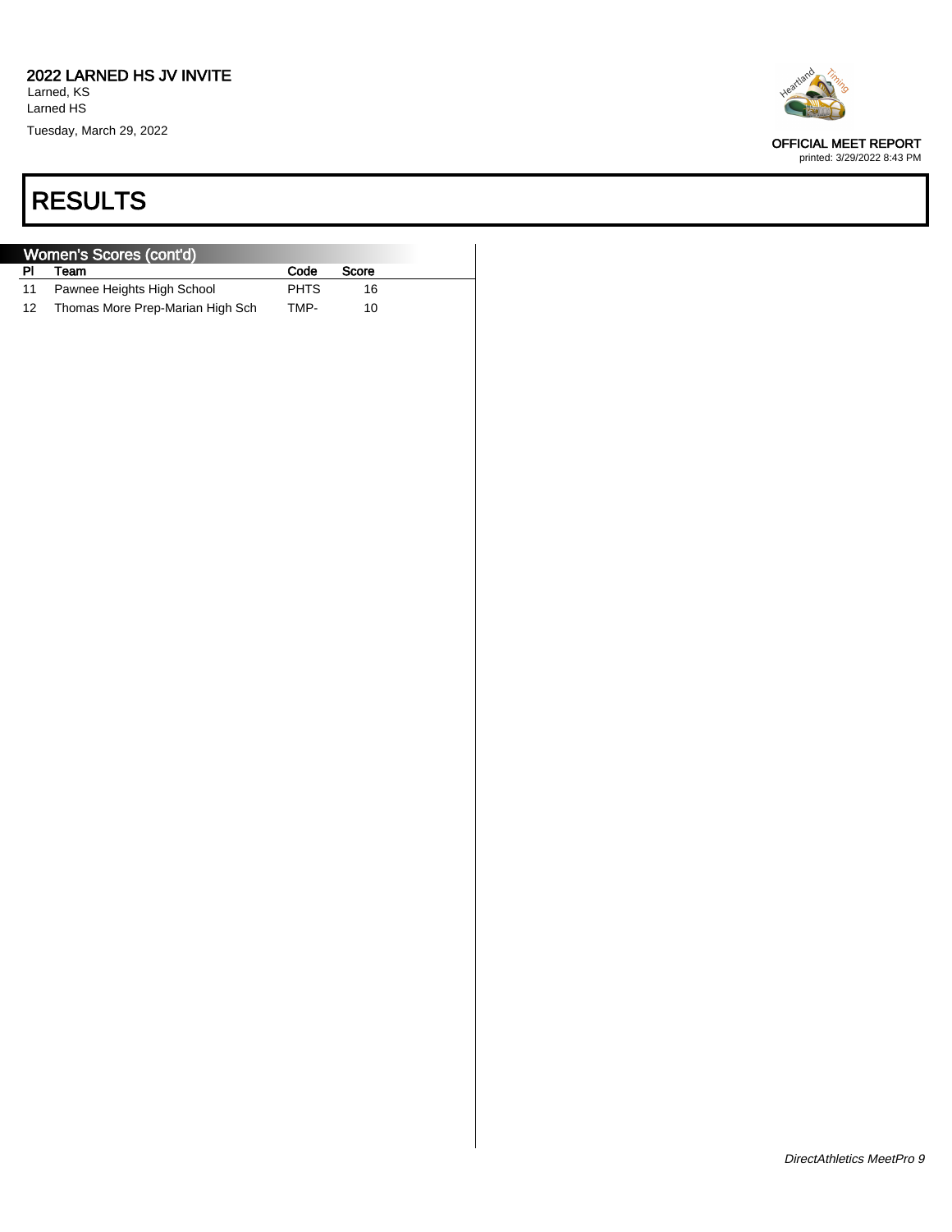# RESULTS

## Women's Scores (cont'd)

| Pl | Team | Code | Score |
|---|---|---|---|
| 11 | Pawnee Heights High School | PHTS | 16 |
| 12 | Thomas More Prep-Marian High Sch | TMP- | 10 |